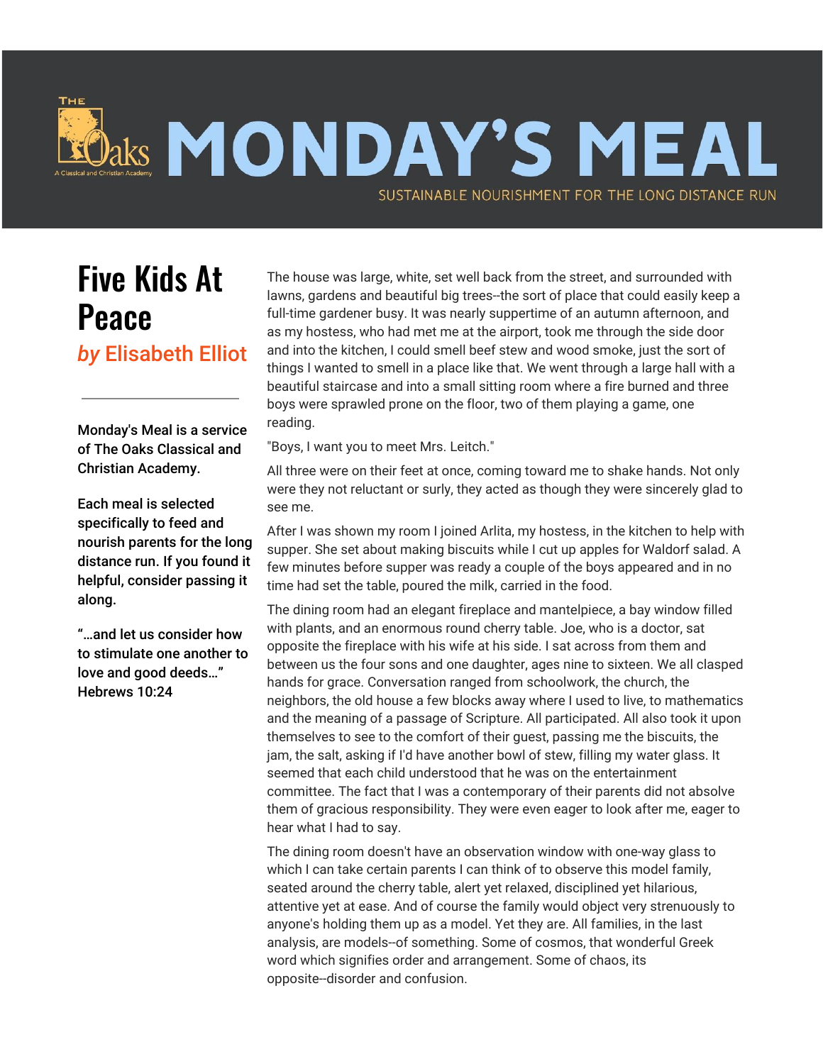# MONDAY'S MEAL

SUSTAINABLE NOURISHMENT FOR THE LONG DISTANCE RUN

## Five Kids At Peace

*by* Elisabeth Elliot

---

Monday's Meal is a service of The Oaks Classical and Christian Academy.

Each meal is selected specifically to feed and nourish parents for the long distance run. If you found it helpful, consider passing it along.

"…and let us consider how to stimulate one another to love and good deeds…" Hebrews 10:24

The house was large, white, set well back from the street, and surrounded with lawns, gardens and beautiful big trees--the sort of place that could easily keep a full-time gardener busy. It was nearly suppertime of an autumn afternoon, and as my hostess, who had met me at the airport, took me through the side door and into the kitchen, I could smell beef stew and wood smoke, just the sort of things I wanted to smell in a place like that. We went through a large hall with a beautiful staircase and into a small sitting room where a fire burned and three boys were sprawled prone on the floor, two of them playing a game, one reading.

"Boys, I want you to meet Mrs. Leitch."

All three were on their feet at once, coming toward me to shake hands. Not only were they not reluctant or surly, they acted as though they were sincerely glad to see me.

After I was shown my room I joined Arlita, my hostess, in the kitchen to help with supper. She set about making biscuits while I cut up apples for Waldorf salad. A few minutes before supper was ready a couple of the boys appeared and in no time had set the table, poured the milk, carried in the food.

The dining room had an elegant fireplace and mantelpiece, a bay window filled with plants, and an enormous round cherry table. Joe, who is a doctor, sat opposite the fireplace with his wife at his side. I sat across from them and between us the four sons and one daughter, ages nine to sixteen. We all clasped hands for grace. Conversation ranged from schoolwork, the church, the neighbors, the old house a few blocks away where I used to live, to mathematics and the meaning of a passage of Scripture. All participated. All also took it upon themselves to see to the comfort of their guest, passing me the biscuits, the jam, the salt, asking if I'd have another bowl of stew, filling my water glass. It seemed that each child understood that he was on the entertainment committee. The fact that I was a contemporary of their parents did not absolve them of gracious responsibility. They were even eager to look after me, eager to hear what I had to say.

The dining room doesn't have an observation window with one-way glass to which I can take certain parents I can think of to observe this model family, seated around the cherry table, alert yet relaxed, disciplined yet hilarious, attentive yet at ease. And of course the family would object very strenuously to anyone's holding them up as a model. Yet they are. All families, in the last analysis, are models--of something. Some of cosmos, that wonderful Greek word which signifies order and arrangement. Some of chaos, its opposite--disorder and confusion.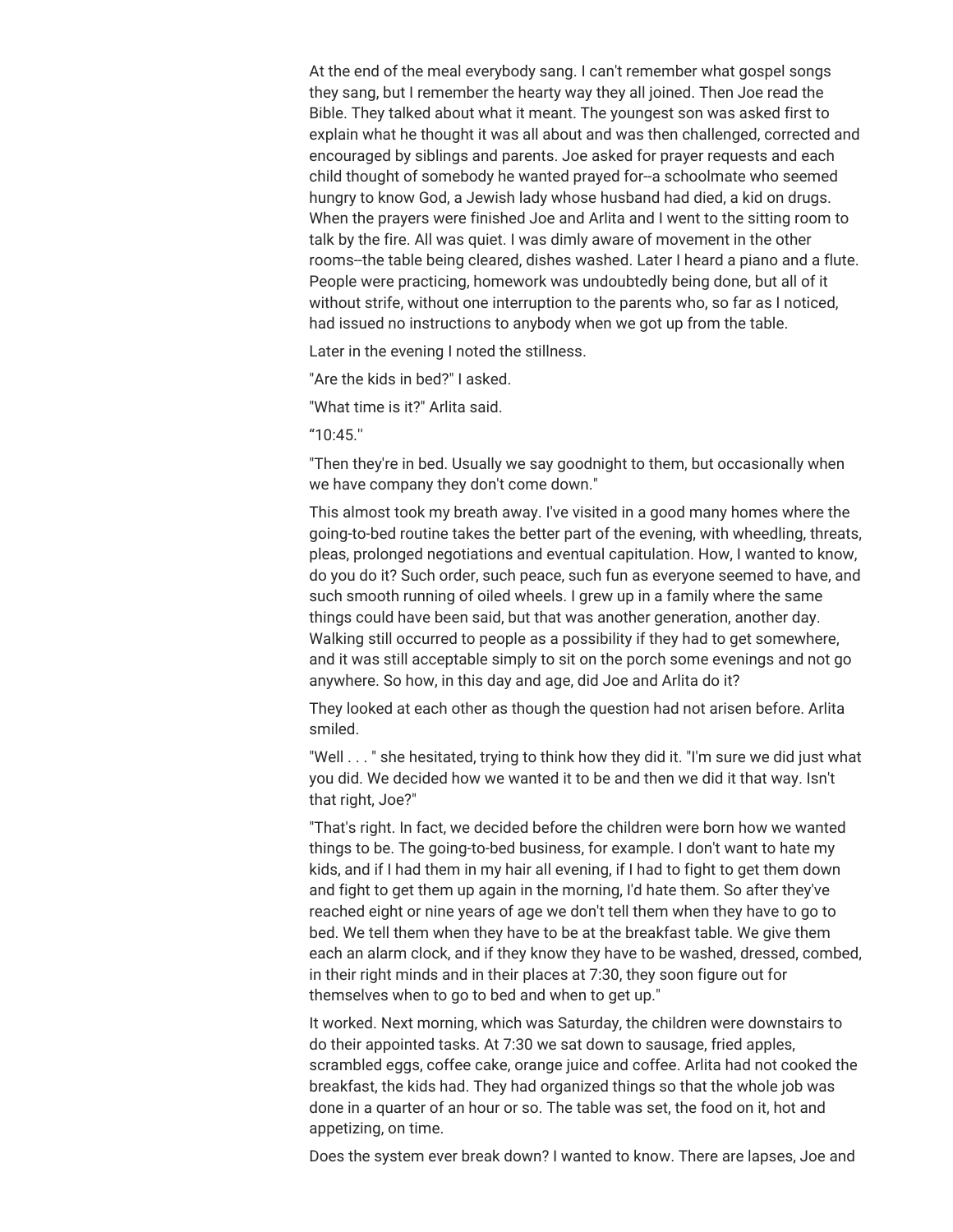At the end of the meal everybody sang. I can't remember what gospel songs they sang, but I remember the hearty way they all joined. Then Joe read the Bible. They talked about what it meant. The youngest son was asked first to explain what he thought it was all about and was then challenged, corrected and encouraged by siblings and parents. Joe asked for prayer requests and each child thought of somebody he wanted prayed for--a schoolmate who seemed hungry to know God, a Jewish lady whose husband had died, a kid on drugs. When the prayers were finished Joe and Arlita and I went to the sitting room to talk by the fire. All was quiet. I was dimly aware of movement in the other rooms--the table being cleared, dishes washed. Later I heard a piano and a flute. People were practicing, homework was undoubtedly being done, but all of it without strife, without one interruption to the parents who, so far as I noticed, had issued no instructions to anybody when we got up from the table.

Later in the evening I noted the stillness.

"Are the kids in bed?" I asked.

"What time is it?" Arlita said.

“10:45.''

"Then they're in bed. Usually we say goodnight to them, but occasionally when we have company they don't come down."

This almost took my breath away. I've visited in a good many homes where the going-to-bed routine takes the better part of the evening, with wheedling, threats, pleas, prolonged negotiations and eventual capitulation. How, I wanted to know, do you do it? Such order, such peace, such fun as everyone seemed to have, and such smooth running of oiled wheels. I grew up in a family where the same things could have been said, but that was another generation, another day. Walking still occurred to people as a possibility if they had to get somewhere, and it was still acceptable simply to sit on the porch some evenings and not go anywhere. So how, in this day and age, did Joe and Arlita do it?

They looked at each other as though the question had not arisen before. Arlita smiled.

"Well . . . " she hesitated, trying to think how they did it. "I'm sure we did just what you did. We decided how we wanted it to be and then we did it that way. Isn't that right, Joe?"

"That's right. In fact, we decided before the children were born how we wanted things to be. The going-to-bed business, for example. I don't want to hate my kids, and if I had them in my hair all evening, if I had to fight to get them down and fight to get them up again in the morning, I'd hate them. So after they've reached eight or nine years of age we don't tell them when they have to go to bed. We tell them when they have to be at the breakfast table. We give them each an alarm clock, and if they know they have to be washed, dressed, combed, in their right minds and in their places at 7:30, they soon figure out for themselves when to go to bed and when to get up."

It worked. Next morning, which was Saturday, the children were downstairs to do their appointed tasks. At 7:30 we sat down to sausage, fried apples, scrambled eggs, coffee cake, orange juice and coffee. Arlita had not cooked the breakfast, the kids had. They had organized things so that the whole job was done in a quarter of an hour or so. The table was set, the food on it, hot and appetizing, on time.

Does the system ever break down? I wanted to know. There are lapses, Joe and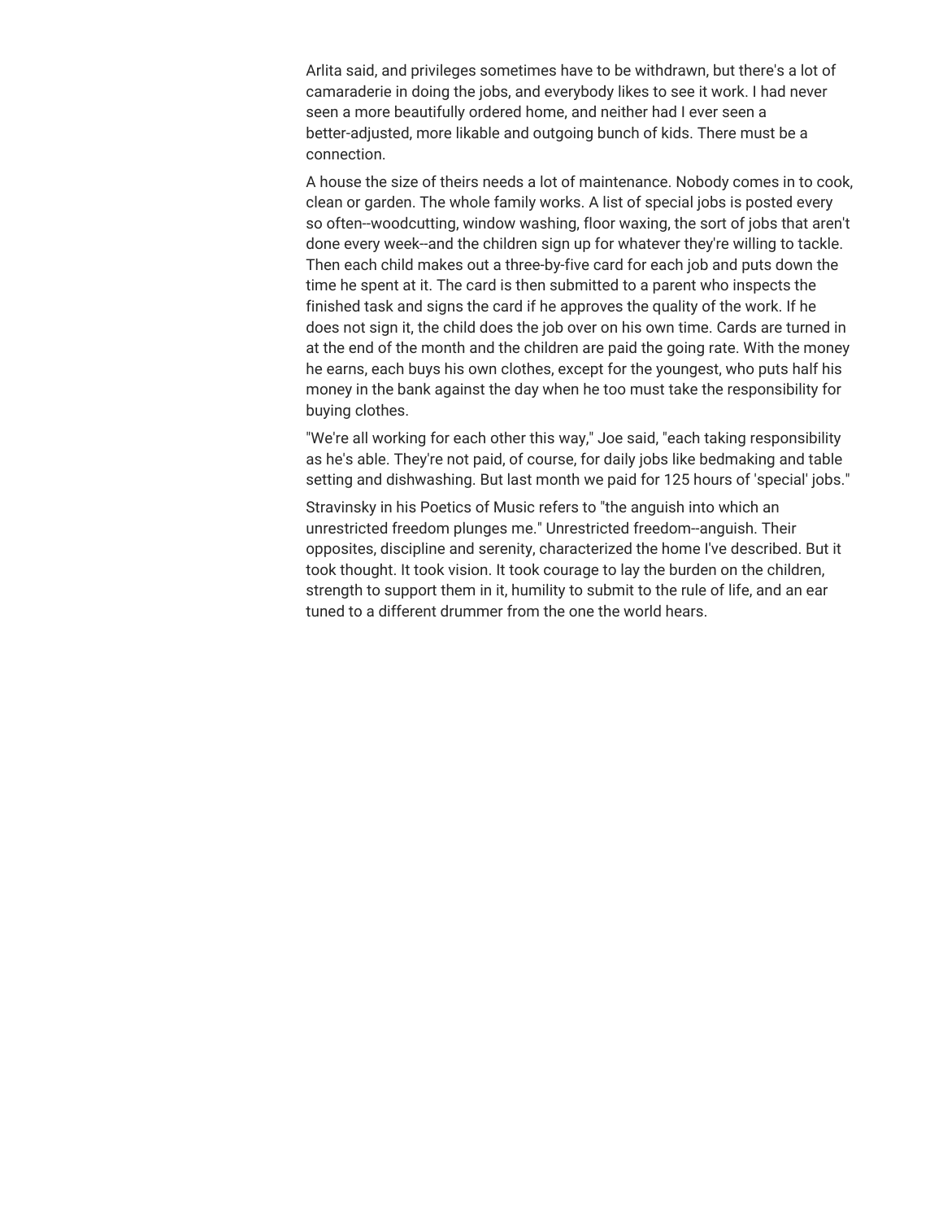Arlita said, and privileges sometimes have to be withdrawn, but there's a lot of camaraderie in doing the jobs, and everybody likes to see it work. I had never seen a more beautifully ordered home, and neither had I ever seen a better-adjusted, more likable and outgoing bunch of kids. There must be a connection.

A house the size of theirs needs a lot of maintenance. Nobody comes in to cook, clean or garden. The whole family works. A list of special jobs is posted every so often--woodcutting, window washing, floor waxing, the sort of jobs that aren't done every week--and the children sign up for whatever they're willing to tackle. Then each child makes out a three-by-five card for each job and puts down the time he spent at it. The card is then submitted to a parent who inspects the finished task and signs the card if he approves the quality of the work. If he does not sign it, the child does the job over on his own time. Cards are turned in at the end of the month and the children are paid the going rate. With the money he earns, each buys his own clothes, except for the youngest, who puts half his money in the bank against the day when he too must take the responsibility for buying clothes.

"We're all working for each other this way," Joe said, "each taking responsibility as he's able. They're not paid, of course, for daily jobs like bedmaking and table setting and dishwashing. But last month we paid for 125 hours of 'special' jobs."

Stravinsky in his Poetics of Music refers to "the anguish into which an unrestricted freedom plunges me." Unrestricted freedom--anguish. Their opposites, discipline and serenity, characterized the home I've described. But it took thought. It took vision. It took courage to lay the burden on the children, strength to support them in it, humility to submit to the rule of life, and an ear tuned to a different drummer from the one the world hears.